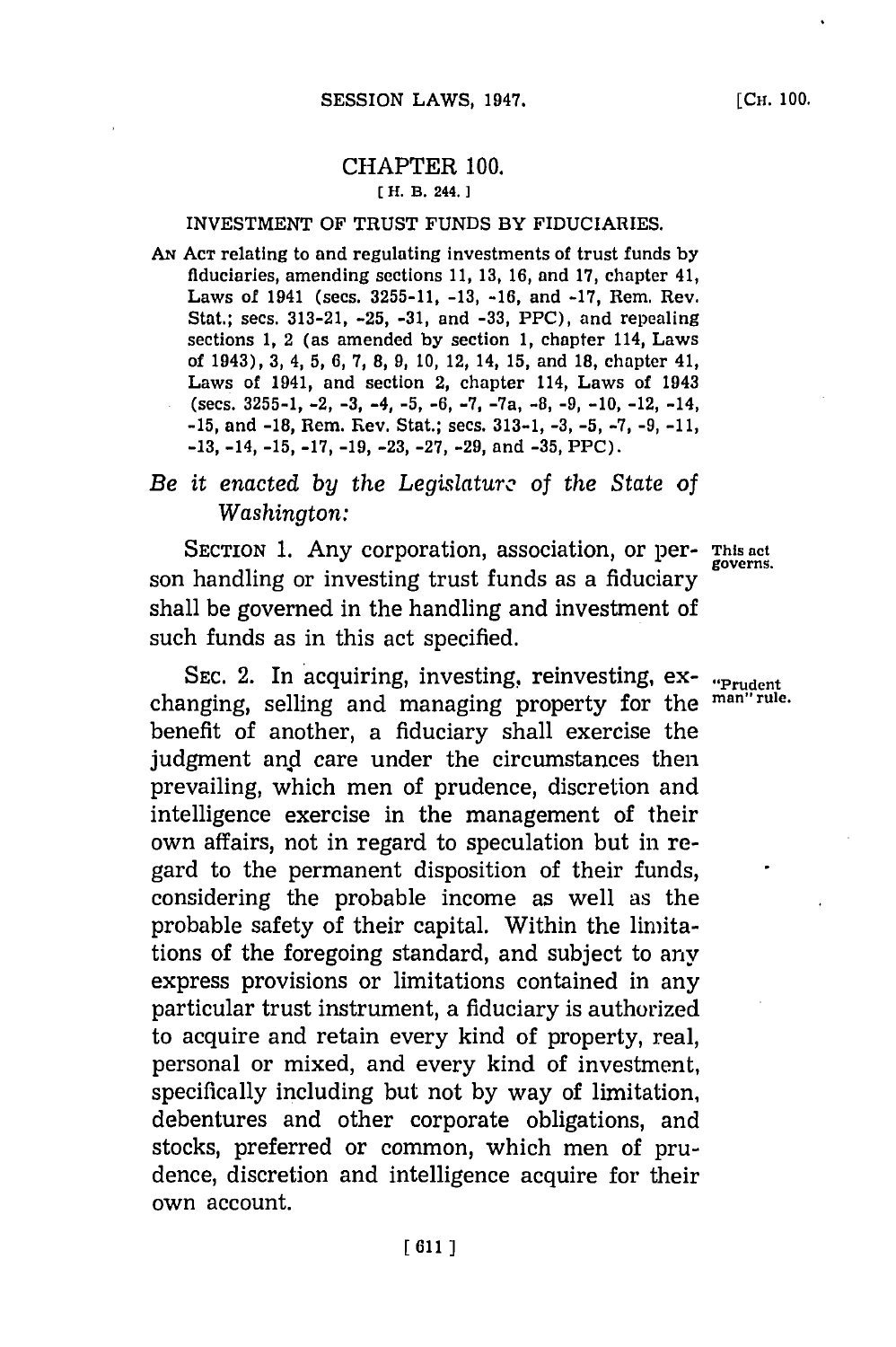# CHAPTER 100.

[H. B. 244.]

## INVESTMENT OF TRUST FUNDS BY FIDUCIARIES.

AN ACT relating to and regulating investments of trust funds by fiduciaries, amending sections 11, 13, 16, and 17, chapter 41, Laws of 1941 (secs. 3255-11, -13, -16, and -17, Rem. Rev. Stat.; secs. 313-21, -25, -31, and -33, PPC), and repealing sections 1, 2 (as amended by section 1, chapter 114, Laws of 1943), 3, 4, 5, 6, 7, 8, 9, 10, 12, 14, 15, and 18, chapter 41, Laws of 1941, and section 2, chapter 114, Laws of 1943 (secs. 3255-1, -2, -3, -4, -5, -6, -7, -7a, -8, -9, -10, -12, -14, -15, and -18, Rem. Rev. Stat.; secs. 313-1, -3, -5, -7, -9, -11, -13, -14, -15, -17, -19, -23, -27, -29, and -35, PPC).

*Be it enacted by the Legislature of the State of Washington:*

SECTION 1. Any corporation, association, or person handling or investing trust funds as a fiduciary shall be governed in the handling and investment of such funds as in this act specified. *This act governs.*

SEC. 2. In acquiring, investing, reinvesting, exchanging, selling and managing property for the benefit of another, a fiduciary shall exercise the judgment and care under the circumstances then prevailing, which men of prudence, discretion and intelligence exercise in the management of their own affairs, not in regard to speculation but in regard to the permanent disposition of their funds, considering the probable income as well as the probable safety of their capital. Within the limitations of the foregoing standard, and subject to any express provisions or limitations contained in any particular trust instrument, a fiduciary is authorized to acquire and retain every kind of property, real, personal or mixed, and every kind of investment, specifically including but not by way of limitation, debentures and other corporate obligations, and stocks, preferred or common, which men of prudence, discretion and intelligence acquire for their own account. *"Prudent man" rule.*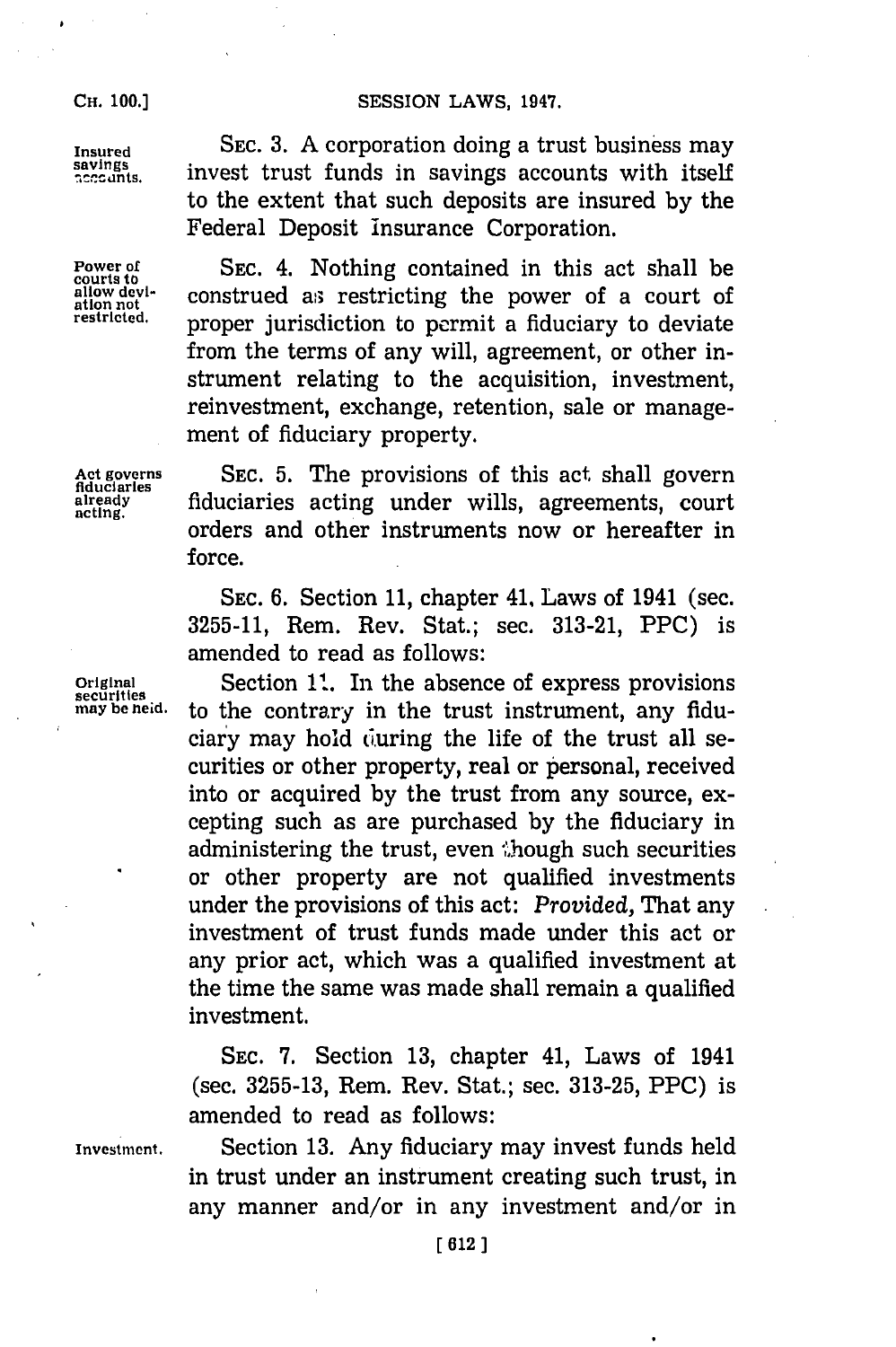**Insured savings accounts.** SEC. 3. A corporation doing a trust business may invest trust funds in savings accounts with itself to the extent that such deposits are insured by the Federal Deposit Insurance Corporation.

**Power of courts to allow deviation not restricted.** SEC. 4. Nothing contained in this act shall be construed as restricting the power of a court of proper jurisdiction to permit a fiduciary to deviate from the terms of any will, agreement, or other instrument relating to the acquisition, investment, reinvestment, exchange, retention, sale or management of fiduciary property.

**Act governs fiduciaries already acting.** SEC. 5. The provisions of this act shall govern fiduciaries acting under wills, agreements, court orders and other instruments now or hereafter in force.

SEC. 6. Section 11, chapter 41, Laws of 1941 (sec. 3255-11, Rem. Rev. Stat.; sec. 313-21, PPC) is amended to read as follows:

**Original securities may be held.** Section 11. In the absence of express provisions to the contrary in the trust instrument, any fiduciary may hold during the life of the trust all securities or other property, real or personal, received into or acquired by the trust from any source, excepting such as are purchased by the fiduciary in administering the trust, even though such securities or other property are not qualified investments under the provisions of this act: *Provided,* That any investment of trust funds made under this act or any prior act, which was a qualified investment at the time the same was made shall remain a qualified investment.

SEC. 7. Section 13, chapter 41, Laws of 1941 (sec. 3255-13, Rem. Rev. Stat.; sec. 313-25, PPC) is amended to read as follows:

**Investment.** Section 13. Any fiduciary may invest funds held in trust under an instrument creating such trust, in any manner and/or in any investment and/or in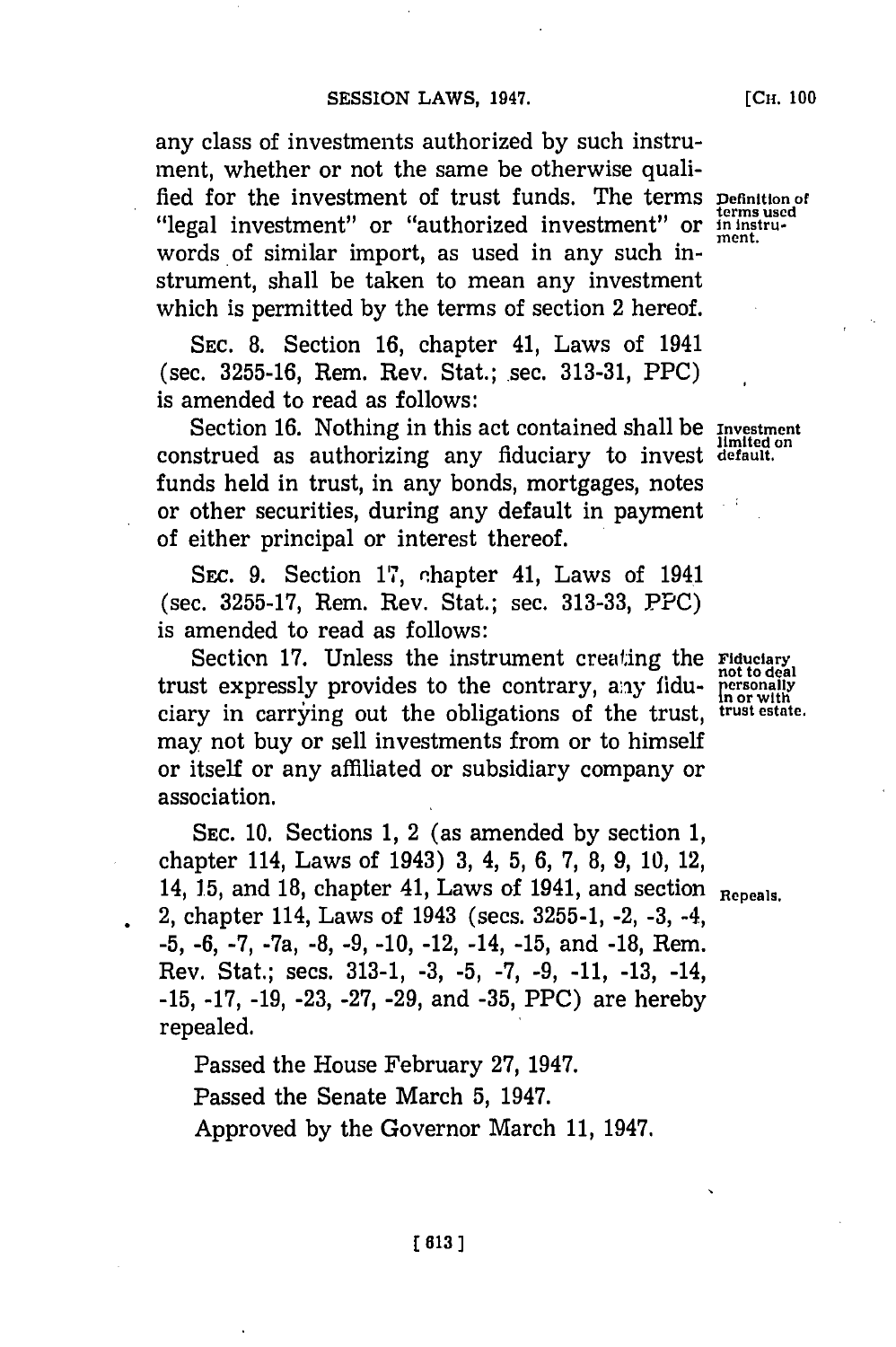any class of investments authorized by such instrument, whether or not the same be otherwise qualified for the investment of trust funds. The terms "legal investment" or "authorized investment" or words of similar import, as used in any such instrument, shall be taken to mean any investment which is permitted by the terms of section 2 hereof.

Definition of terms used in instrument.

SEC. 8. Section 16, chapter 41, Laws of 1941 (sec. 3255-16, Rem. Rev. Stat.; sec. 313-31, PPC) is amended to read as follows:

Section 16. Nothing in this act contained shall be construed as authorizing any fiduciary to invest funds held in trust, in any bonds, mortgages, notes or other securities, during any default in payment of either principal or interest thereof.

Investment limited on default.

SEC. 9. Section 17, chapter 41, Laws of 1941 (sec. 3255-17, Rem. Rev. Stat.; sec. 313-33, PPC) is amended to read as follows:

Section 17. Unless the instrument creating the trust expressly provides to the contrary, any fiduciary in carrying out the obligations of the trust, may not buy or sell investments from or to himself or itself or any affiliated or subsidiary company or association.

Fiduciary not to deal personally in or with trust estate.

SEC. 10. Sections 1, 2 (as amended by section 1, chapter 114, Laws of 1943) 3, 4, 5, 6, 7, 8, 9, 10, 12, 14, 15, and 18, chapter 41, Laws of 1941, and section 2, chapter 114, Laws of 1943 (secs. 3255-1, -2, -3, -4, -5, -6, -7, -7a, -8, -9, -10, -12, -14, -15, and -18, Rem. Rev. Stat.; secs. 313-1, -3, -5, -7, -9, -11, -13, -14, -15, -17, -19, -23, -27, -29, and -35, PPC) are hereby repealed.

Repeals.

Passed the House February 27, 1947.

Passed the Senate March 5, 1947.

Approved by the Governor March 11, 1947.